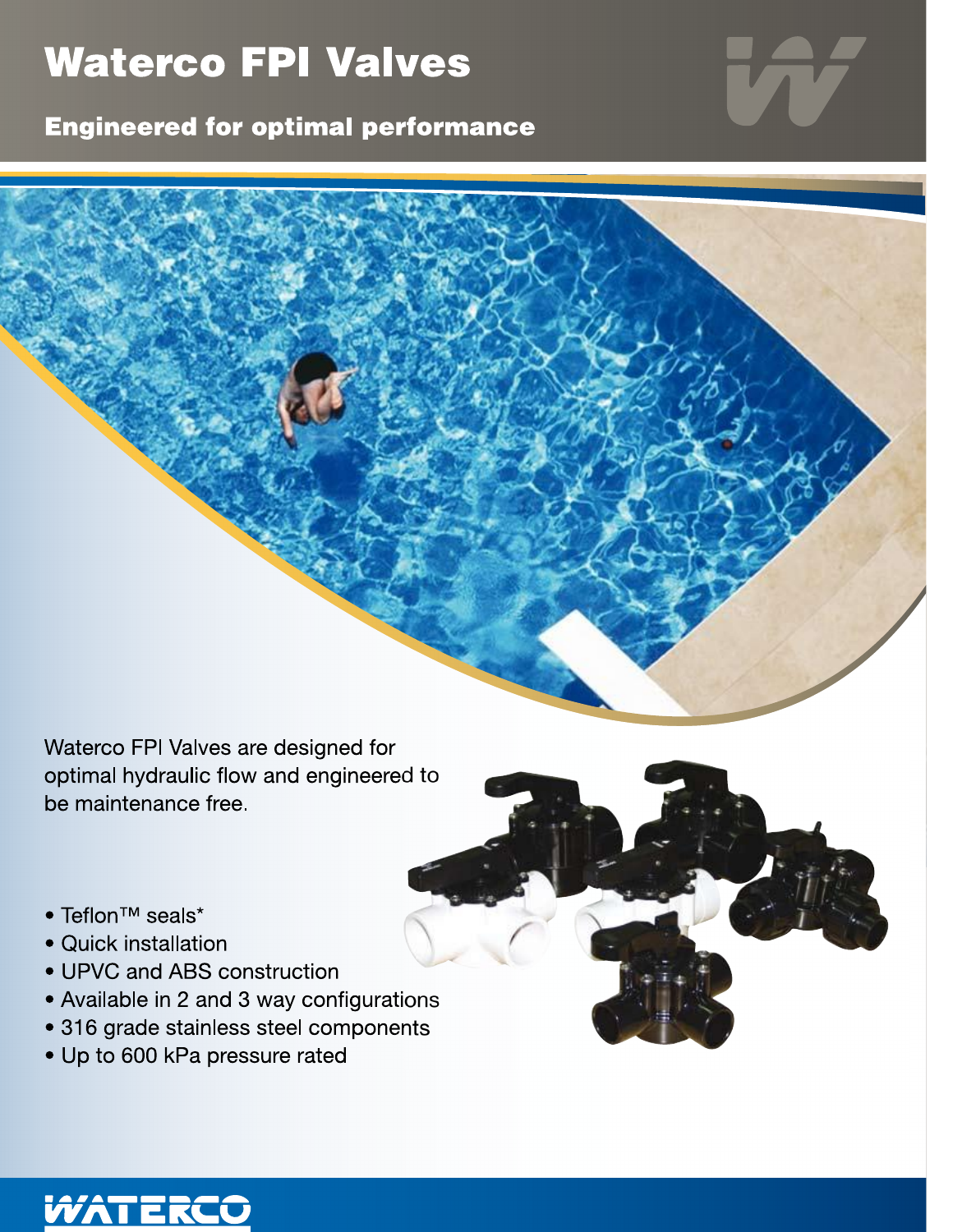# Waterco FPI Valves

## Engineered for optimal performance

Waterco FPI Valves are designed for optimal hydraulic flow and engineered to be maintenance free.

- Teflon™ seals*
- Quick installation
- UPVC and ABS construction
- Available in 2 and 3 way configurations
- 316 grade stainless steel components
- Up to 600 kPa pressure rated

WATERCO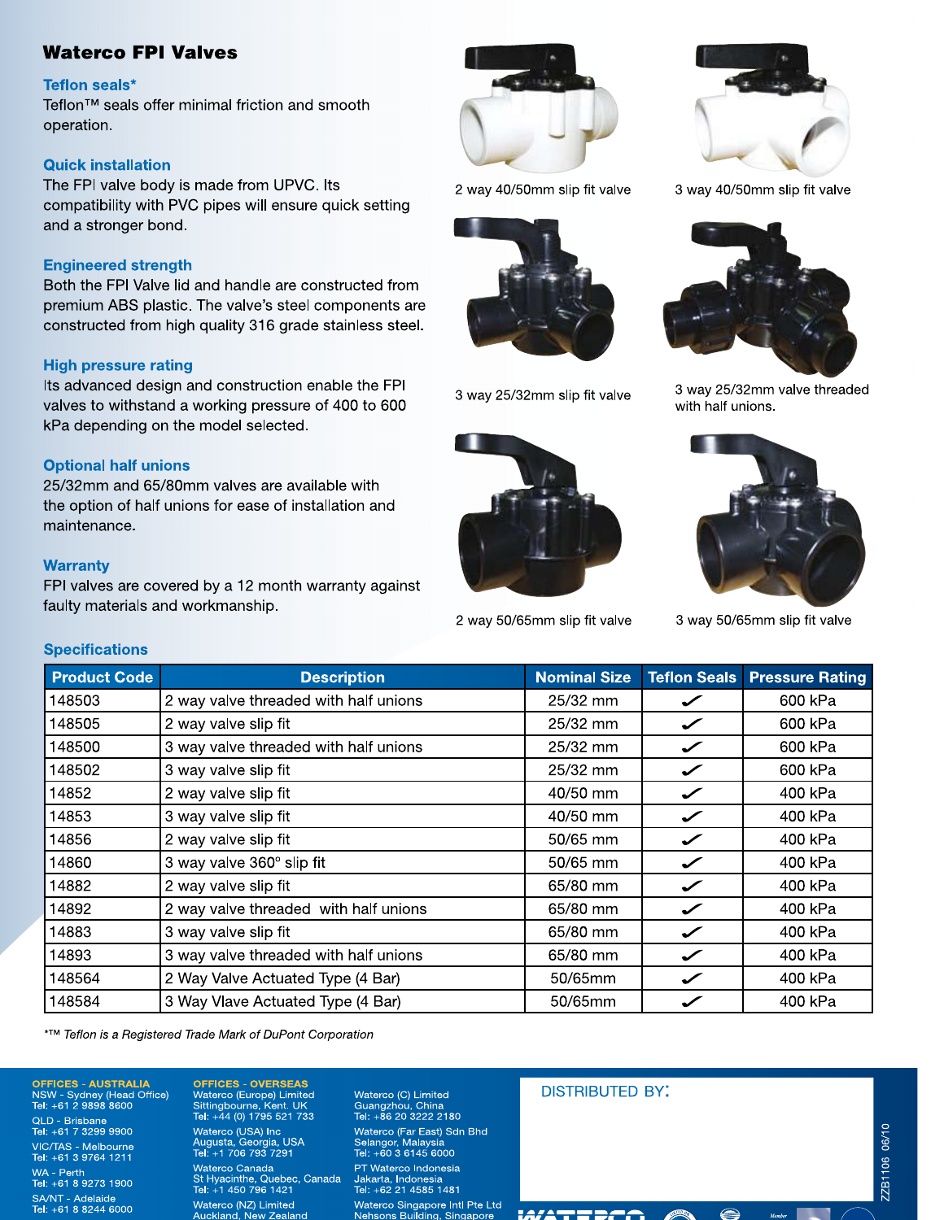## Waterco FPI Valves

### Teflon seals*

Teflon™ seals offer minimal friction and smooth operation.

### Quick installation

The FPI valve body is made from UPVC. Its compatibility with PVC pipes will ensure quick setting and a stronger bond.

### Engineered strength

Both the FPI Valve lid and handle are constructed from premium ABS plastic. The valve's steel components are constructed from high quality 316 grade stainless steel.

### High pressure rating

Its advanced design and construction enable the FPI valves to withstand a working pressure of 400 to 600 kPa depending on the model selected.

### Optional half unions

25/32mm and 65/80mm valves are available with the option of half unions for ease of installation and maintenance.

### Warranty

FPI valves are covered by a 12 month warranty against faulty materials and workmanship.

2 way 40/50mm slip fit valve

3 way 40/50mm slip fit valve

3 way 25/32mm slip fit valve

3 way 25/32mm valve threaded with half unions.

2 way 50/65mm slip fit valve

3 way 50/65mm slip fit valve

### Specifications

| Product Code | Description | Nominal Size | Teflon Seals | Pressure Rating |
|---|---|---|---|---|
| 148503 | 2 way valve threaded with half unions | 25/32 mm | ✓ | 600 kPa |
| 148505 | 2 way valve slip fit | 25/32 mm | ✓ | 600 kPa |
| 148500 | 3 way valve threaded with half unions | 25/32 mm | ✓ | 600 kPa |
| 148502 | 3 way valve slip fit | 25/32 mm | ✓ | 600 kPa |
| 14852 | 2 way valve slip fit | 40/50 mm | ✓ | 400 kPa |
| 14853 | 3 way valve slip fit | 40/50 mm | ✓ | 400 kPa |
| 14856 | 2 way valve slip fit | 50/65 mm | ✓ | 400 kPa |
| 14860 | 3 way valve 360° slip fit | 50/65 mm | ✓ | 400 kPa |
| 14882 | 2 way valve slip fit | 65/80 mm | ✓ | 400 kPa |
| 14892 | 2 way valve threaded with half unions | 65/80 mm | ✓ | 400 kPa |
| 14883 | 3 way valve slip fit | 65/80 mm | ✓ | 400 kPa |
| 14893 | 3 way valve threaded with half unions | 65/80 mm | ✓ | 400 kPa |
| 148564 | 2 Way Valve Actuated Type (4 Bar) | 50/65mm | ✓ | 400 kPa |
| 148584 | 3 Way Vlave Actuated Type (4 Bar) | 50/65mm | ✓ | 400 kPa |

*™ *Teflon is a Registered Trade Mark of DuPont Corporation*

**OFFICES - AUSTRALIA**

NSW - Sydney (Head Office)
Tel: +61 2 9898 8600

QLD - Brisbane
Tel: +61 7 3299 9900

VIC/TAS - Melbourne
Tel: +61 3 9764 1211

WA - Perth
Tel: +61 8 9273 1900

SA/NT - Adelaide
Tel: +61 8 8244 6000

**OFFICES - OVERSEAS**

Waterco (Europe) Limited
Sittingbourne, Kent. UK
Tel: +44 (0) 1795 521 733

Waterco (USA) Inc
Augusta, Georgia, USA
Tel: +1 706 793 7291

Waterco Canada
St Hyacinthe, Quebec, Canada
Tel: +1 450 796 1421

Waterco (NZ) Limited
Auckland, New Zealand

Waterco (C) Limited
Guangzhou, China
Tel: +86 20 3222 2180

Waterco (Far East) Sdn Bhd
Selangor, Malaysia
Tel: +60 3 6145 6000

PT Waterco Indonesia
Jakarta, Indonesia
Tel: +62 21 4585 1481

Waterco Singapore Intl Pte Ltd
Nehsons Building, Singapore

DISTRIBUTED BY:

ZZB1106 06/10